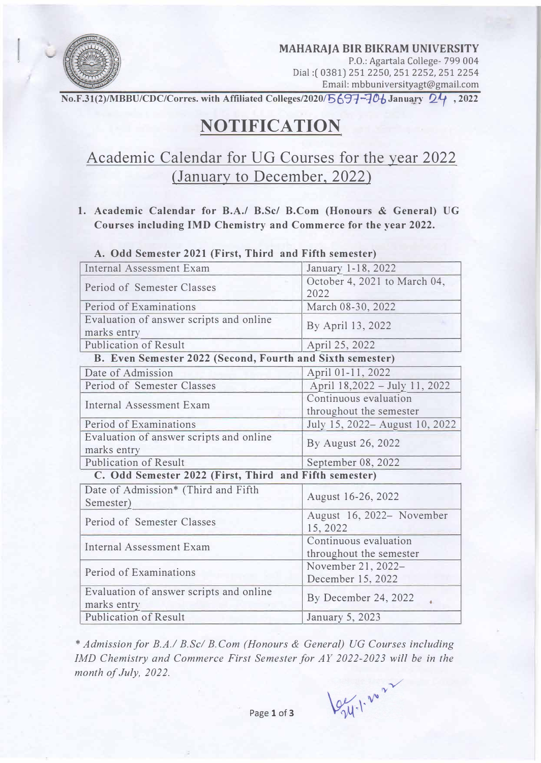**MAHARAJA BIR BIKRAM UNIVERSITY**
P.O.: Agartala College- 799 004
Dial :( 0381) 251 2250, 251 2252, 251 2254
Email: mbbuniversityagt@gmail.com

**No.F.31(2)/MBBU/CDC/Corres. with Affiliated Colleges/2020/5697-706 January 24 , 2022**

# NOTIFICATION

## Academic Calendar for UG Courses for the year 2022 (January to December, 2022)

1. **Academic Calendar for B.A./ B.Sc/ B.Com (Honours & General) UG Courses including IMD Chemistry and Commerce for the year 2022.**

| **A. Odd Semester 2021 (First, Third and Fifth semester)** | |
|---|---|
| Internal Assessment Exam | January 1-18, 2022 |
| Period of Semester Classes | October 4, 2021 to March 04, 2022 |
| Period of Examinations | March 08-30, 2022 |
| Evaluation of answer scripts and online marks entry | By April 13, 2022 |
| Publication of Result | April 25, 2022 |
| **B. Even Semester 2022 (Second, Fourth and Sixth semester)** | |
| Date of Admission | April 01-11, 2022 |
| Period of Semester Classes | April 18,2022 – July 11, 2022 |
| Internal Assessment Exam | Continuous evaluation throughout the semester |
| Period of Examinations | July 15, 2022– August 10, 2022 |
| Evaluation of answer scripts and online marks entry | By August 26, 2022 |
| Publication of Result | September 08, 2022 |
| **C. Odd Semester 2022 (First, Third and Fifth semester)** | |
| Date of Admission* (Third and Fifth Semester) | August 16-26, 2022 |
| Period of Semester Classes | August 16, 2022– November 15, 2022 |
| Internal Assessment Exam | Continuous evaluation throughout the semester |
| Period of Examinations | November 21, 2022– December 15, 2022 |
| Evaluation of answer scripts and online marks entry | By December 24, 2022 |
| Publication of Result | January 5, 2023 |

*\* Admission for B.A./ B.Sc/ B.Com (Honours & General) UG Courses including IMD Chemistry and Commerce First Semester for AY 2022-2023 will be in the month of July, 2022.*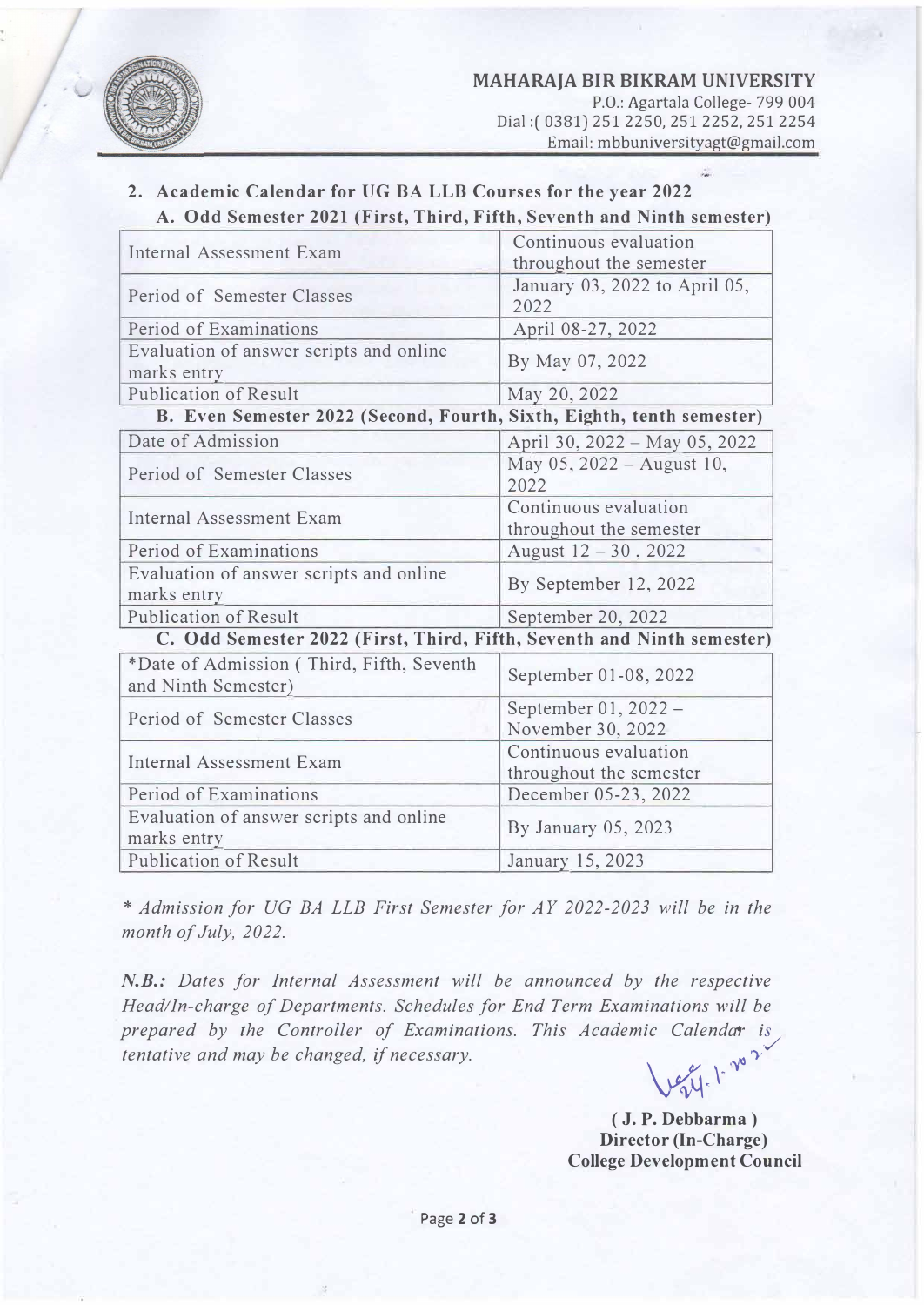**MAHARAJA BIR BIKRAM UNIVERSITY**
P.O.: Agartala College- 799 004
Dial :( 0381) 251 2250, 251 2252, 251 2254
Email: mbbuniversityagt@gmail.com

## 2. Academic Calendar for UG BA LLB Courses for the year 2022

### A. Odd Semester 2021 (First, Third, Fifth, Seventh and Ninth semester)

| | |
|---|---|
| Internal Assessment Exam | Continuous evaluation throughout the semester |
| Period of Semester Classes | January 03, 2022 to April 05, 2022 |
| Period of Examinations | April 08-27, 2022 |
| Evaluation of answer scripts and online marks entry | By May 07, 2022 |
| Publication of Result | May 20, 2022 |

### B. Even Semester 2022 (Second, Fourth, Sixth, Eighth, tenth semester)

| | |
|---|---|
| Date of Admission | April 30, 2022 – May 05, 2022 |
| Period of Semester Classes | May 05, 2022 – August 10, 2022 |
| Internal Assessment Exam | Continuous evaluation throughout the semester |
| Period of Examinations | August 12 – 30 , 2022 |
| Evaluation of answer scripts and online marks entry | By September 12, 2022 |
| Publication of Result | September 20, 2022 |

### C. Odd Semester 2022 (First, Third, Fifth, Seventh and Ninth semester)

| | |
|---|---|
| *Date of Admission ( Third, Fifth, Seventh and Ninth Semester) | September 01-08, 2022 |
| Period of Semester Classes | September 01, 2022 – November 30, 2022 |
| Internal Assessment Exam | Continuous evaluation throughout the semester |
| Period of Examinations | December 05-23, 2022 |
| Evaluation of answer scripts and online marks entry | By January 05, 2023 |
| Publication of Result | January 15, 2023 |

*\* Admission for UG BA LLB First Semester for AY 2022-2023 will be in the month of July, 2022.*

***N.B.:*** *Dates for Internal Assessment will be announced by the respective Head/In-charge of Departments. Schedules for End Term Examinations will be prepared by the Controller of Examinations. This Academic Calendar is tentative and may be changed, if necessary.*

24.1.2022

**( J. P. Debbarma )**
**Director (In-Charge)**
**College Development Council**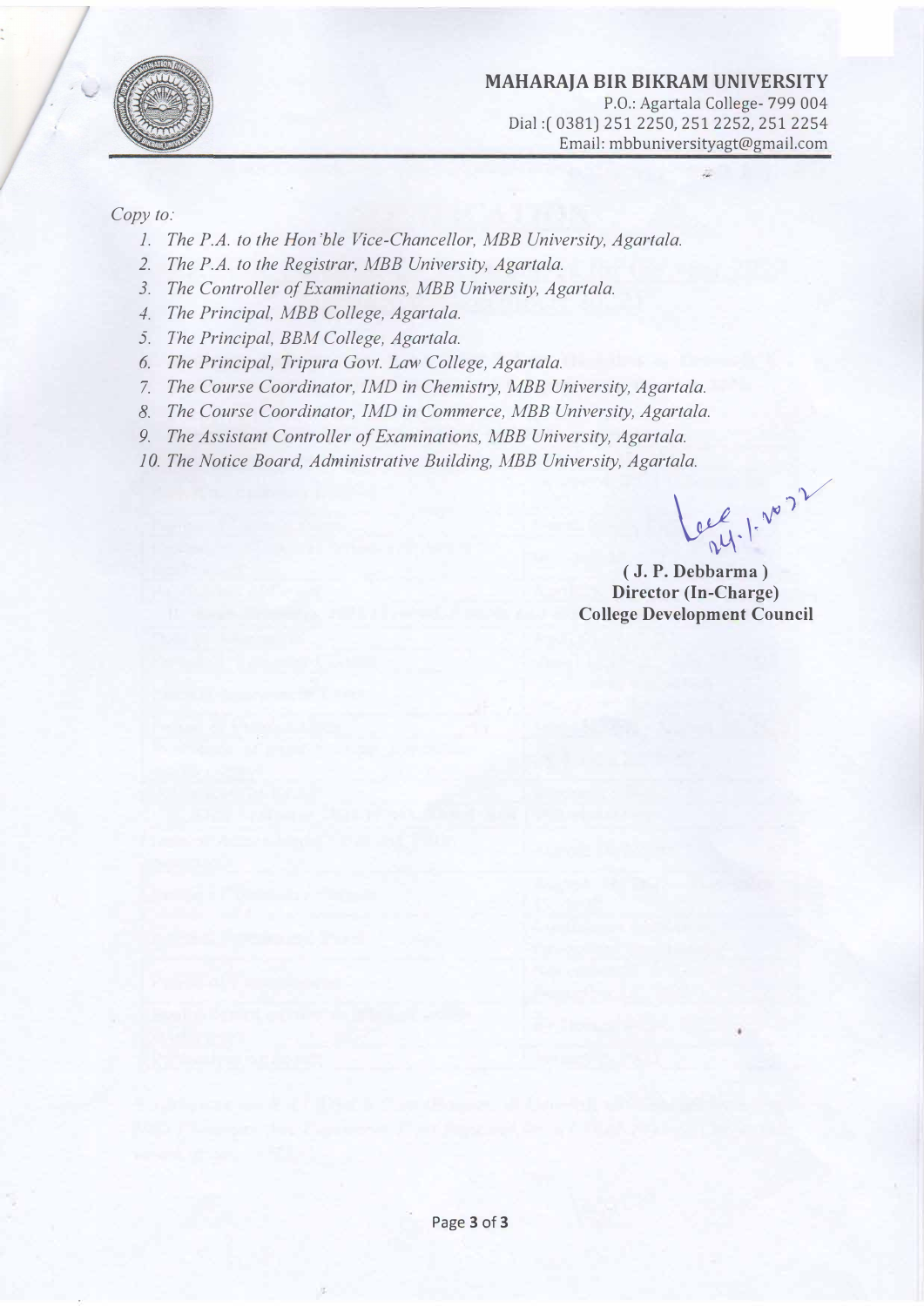**MAHARAJA BIR BIKRAM UNIVERSITY**
P.O.: Agartala College- 799 004
Dial :( 0381) 251 2250, 251 2252, 251 2254
Email: mbbuniversityagt@gmail.com

*Copy to:*

1. *The P.A. to the Hon'ble Vice-Chancellor, MBB University, Agartala.*
2. *The P.A. to the Registrar, MBB University, Agartala.*
3. *The Controller of Examinations, MBB University, Agartala.*
4. *The Principal, MBB College, Agartala.*
5. *The Principal, BBM College, Agartala.*
6. *The Principal, Tripura Govt. Law College, Agartala.*
7. *The Course Coordinator, IMD in Chemistry, MBB University, Agartala.*
8. *The Course Coordinator, IMD in Commerce, MBB University, Agartala.*
9. *The Assistant Controller of Examinations, MBB University, Agartala.*
10. *The Notice Board, Administrative Building, MBB University, Agartala.*

24.1.2022

**( J. P. Debbarma )**
**Director (In-Charge)**
**College Development Council**